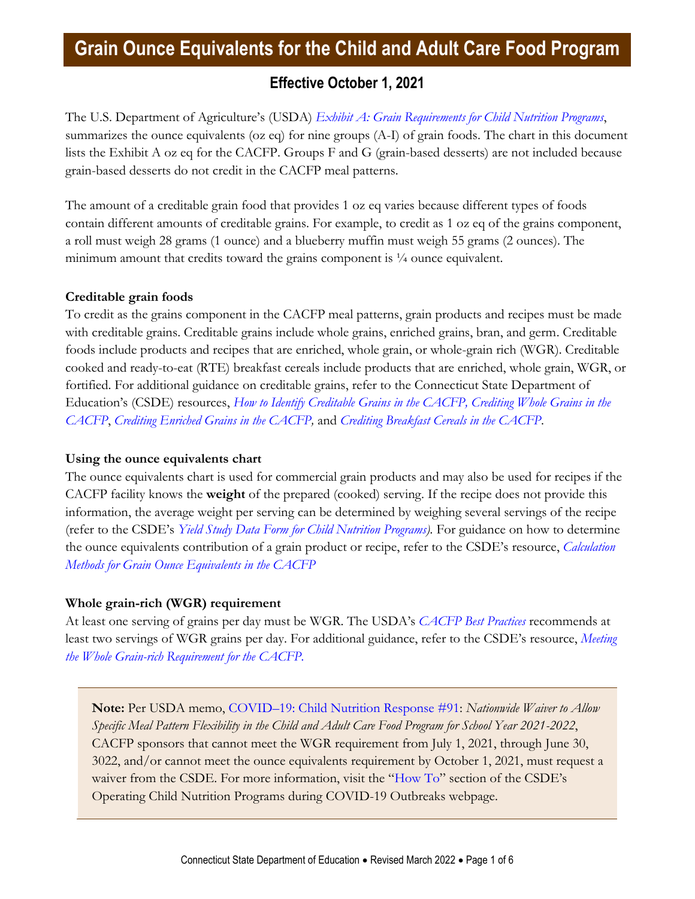# Grain Ounce Equivalents for the Child and Adult Care Food Program

## Effective October 1, 2021

The U.S. Department of Agriculture's (USDA) *Exhibit A: Grain Requirements for Child Nutrition Programs*, summarizes the ounce equivalents (oz eq) for nine groups (A-I) of grain foods. The chart in this document lists the Exhibit A oz eq for the CACFP. Groups F and G (grain-based desserts) are not included because grain-based desserts do not credit in the CACFP meal patterns.

The amount of a creditable grain food that provides 1 oz eq varies because different types of foods contain different amounts of creditable grains. For example, to credit as 1 oz eq of the grains component, a roll must weigh 28 grams (1 ounce) and a blueberry muffin must weigh 55 grams (2 ounces). The minimum amount that credits toward the grains component is ¼ ounce equivalent.

**Creditable grain foods**

To credit as the grains component in the CACFP meal patterns, grain products and recipes must be made with creditable grains. Creditable grains include whole grains, enriched grains, bran, and germ. Creditable foods include products and recipes that are enriched, whole grain, or whole-grain rich (WGR). Creditable cooked and ready-to-eat (RTE) breakfast cereals include products that are enriched, whole grain, WGR, or fortified. For additional guidance on creditable grains, refer to the Connecticut State Department of Education's (CSDE) resources, *How to Identify Creditable Grains in the CACFP, Crediting Whole Grains in the CACFP*, *Crediting Enriched Grains in the CACFP,* and *Crediting Breakfast Cereals in the CACFP*.

**Using the ounce equivalents chart**

The ounce equivalents chart is used for commercial grain products and may also be used for recipes if the CACFP facility knows the **weight** of the prepared (cooked) serving. If the recipe does not provide this information, the average weight per serving can be determined by weighing several servings of the recipe (refer to the CSDE's *Yield Study Data Form for Child Nutrition Programs)*. For guidance on how to determine the ounce equivalents contribution of a grain product or recipe, refer to the CSDE's resource, *Calculation Methods for Grain Ounce Equivalents in the CACFP*

**Whole grain-rich (WGR) requirement**

At least one serving of grains per day must be WGR. The USDA's *CACFP Best Practices* recommends at least two servings of WGR grains per day. For additional guidance, refer to the CSDE's resource, *Meeting the Whole Grain-rich Requirement for the CACFP.*

> **Note:** Per USDA memo, COVID–19: Child Nutrition Response #91: *Nationwide Waiver to Allow Specific Meal Pattern Flexibility in the Child and Adult Care Food Program for School Year 2021-2022*, CACFP sponsors that cannot meet the WGR requirement from July 1, 2021, through June 30, 3022, and/or cannot meet the ounce equivalents requirement by October 1, 2021, must request a waiver from the CSDE. For more information, visit the "How To" section of the CSDE's Operating Child Nutrition Programs during COVID-19 Outbreaks webpage.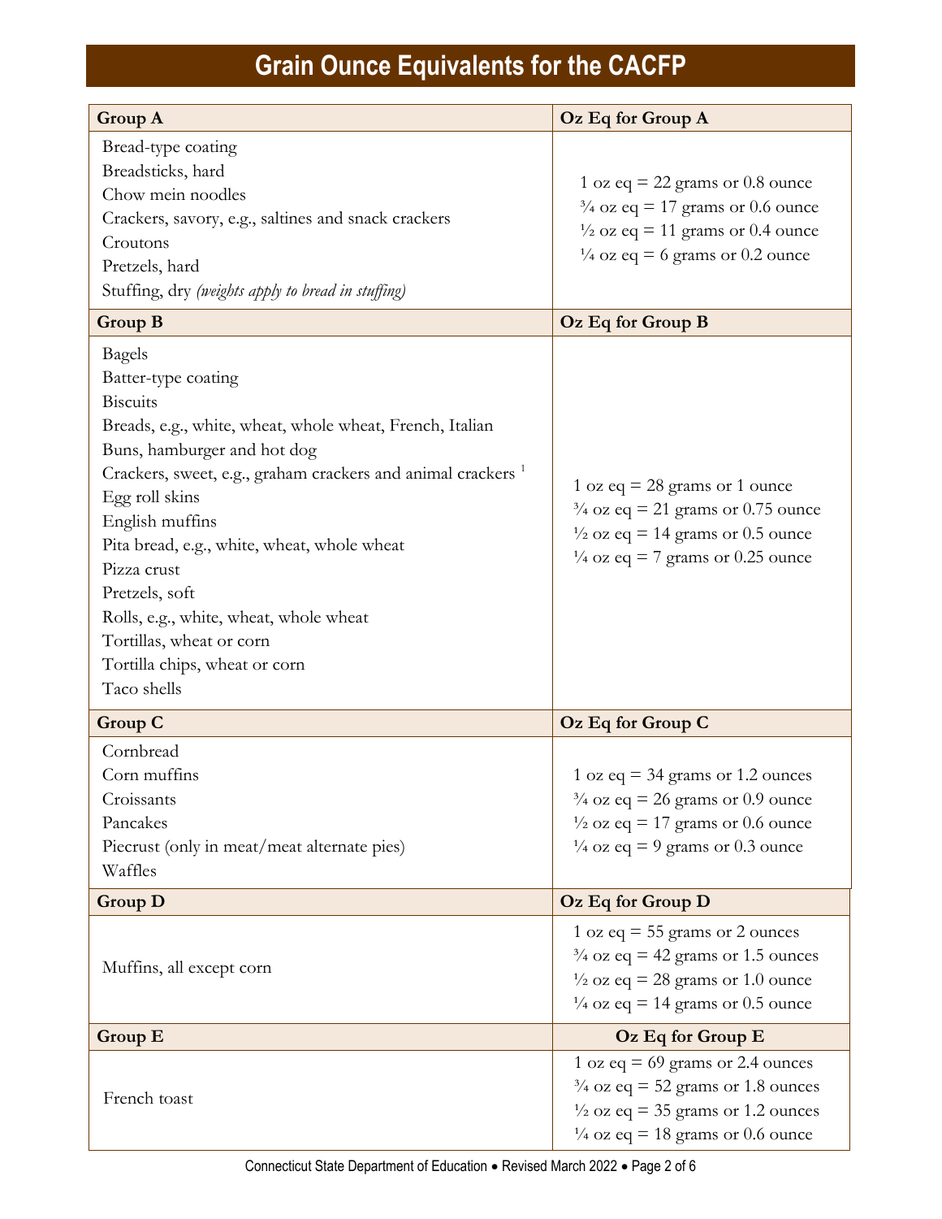# Grain Ounce Equivalents for the CACFP

| Group A | Oz Eq for Group A |
|---|---|
| Bread-type coating<br>Breadsticks, hard<br>Chow mein noodles<br>Crackers, savory, e.g., saltines and snack crackers<br>Croutons<br>Pretzels, hard<br>Stuffing, dry *(weights apply to bread in stuffing)* | 1 oz eq = 22 grams or 0.8 ounce<br>¾ oz eq = 17 grams or 0.6 ounce<br>½ oz eq = 11 grams or 0.4 ounce<br>¼ oz eq = 6 grams or 0.2 ounce |
| **Group B** | **Oz Eq for Group B** |
| Bagels<br>Batter-type coating<br>Biscuits<br>Breads, e.g., white, wheat, whole wheat, French, Italian<br>Buns, hamburger and hot dog<br>Crackers, sweet, e.g., graham crackers and animal crackers [1]<br>Egg roll skins<br>English muffins<br>Pita bread, e.g., white, wheat, whole wheat<br>Pizza crust<br>Pretzels, soft<br>Rolls, e.g., white, wheat, whole wheat<br>Tortillas, wheat or corn<br>Tortilla chips, wheat or corn<br>Taco shells | 1 oz eq = 28 grams or 1 ounce<br>¾ oz eq = 21 grams or 0.75 ounce<br>½ oz eq = 14 grams or 0.5 ounce<br>¼ oz eq = 7 grams or 0.25 ounce |
| **Group C** | **Oz Eq for Group C** |
| Cornbread<br>Corn muffins<br>Croissants<br>Pancakes<br>Piecrust (only in meat/meat alternate pies)<br>Waffles | 1 oz eq = 34 grams or 1.2 ounces<br>¾ oz eq = 26 grams or 0.9 ounce<br>½ oz eq = 17 grams or 0.6 ounce<br>¼ oz eq = 9 grams or 0.3 ounce |
| **Group D** | **Oz Eq for Group D** |
| Muffins, all except corn | 1 oz eq = 55 grams or 2 ounces<br>¾ oz eq = 42 grams or 1.5 ounces<br>½ oz eq = 28 grams or 1.0 ounce<br>¼ oz eq = 14 grams or 0.5 ounce |
| **Group E** | **Oz Eq for Group E** |
| French toast | 1 oz eq = 69 grams or 2.4 ounces<br>¾ oz eq = 52 grams or 1.8 ounces<br>½ oz eq = 35 grams or 1.2 ounces<br>¼ oz eq = 18 grams or 0.6 ounce |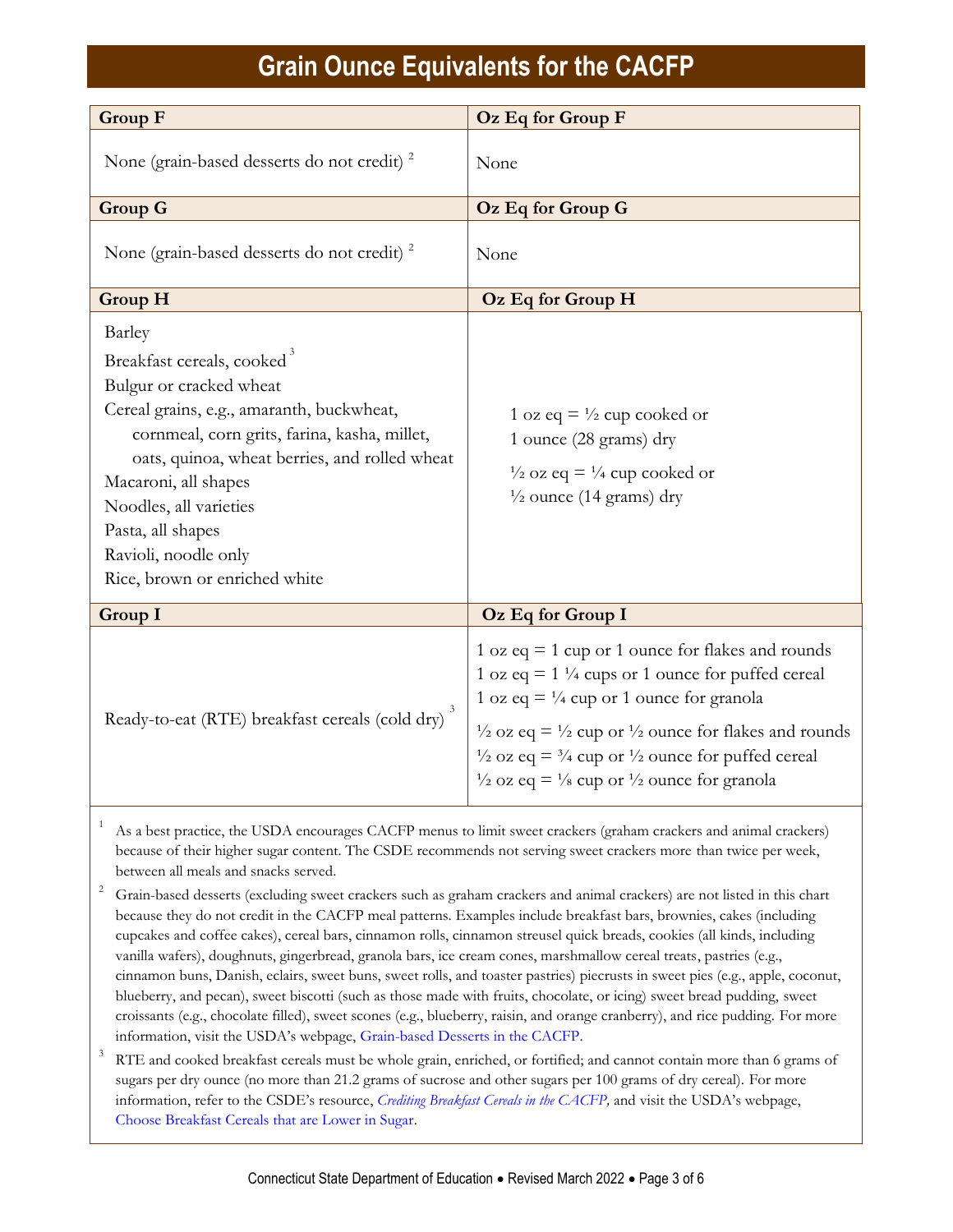# Grain Ounce Equivalents for the CACFP

| Group F | Oz Eq for Group F |
|---|---|
| None (grain-based desserts do not credit) [2] | None |
| **Group G** | **Oz Eq for Group G** |
| None (grain-based desserts do not credit) [2] | None |
| **Group H** | **Oz Eq for Group H** |
| Barley<br>Breakfast cereals, cooked [3]<br>Bulgur or cracked wheat<br>Cereal grains, e.g., amaranth, buckwheat, cornmeal, corn grits, farina, kasha, millet, oats, quinoa, wheat berries, and rolled wheat<br>Macaroni, all shapes<br>Noodles, all varieties<br>Pasta, all shapes<br>Ravioli, noodle only<br>Rice, brown or enriched white | 1 oz eq = ½ cup cooked or 1 ounce (28 grams) dry<br>½ oz eq = ¼ cup cooked or ½ ounce (14 grams) dry |
| **Group I** | **Oz Eq for Group I** |
| Ready-to-eat (RTE) breakfast cereals (cold dry) [3] | 1 oz eq = 1 cup or 1 ounce for flakes and rounds<br>1 oz eq = 1 ¼ cups or 1 ounce for puffed cereal<br>1 oz eq = ¼ cup or 1 ounce for granola<br>½ oz eq = ½ cup or ½ ounce for flakes and rounds<br>½ oz eq = ¾ cup or ½ ounce for puffed cereal<br>½ oz eq = ⅛ cup or ½ ounce for granola |

[1] As a best practice, the USDA encourages CACFP menus to limit sweet crackers (graham crackers and animal crackers) because of their higher sugar content. The CSDE recommends not serving sweet crackers more than twice per week, between all meals and snacks served.

[2] Grain-based desserts (excluding sweet crackers such as graham crackers and animal crackers) are not listed in this chart because they do not credit in the CACFP meal patterns. Examples include breakfast bars, brownies, cakes (including cupcakes and coffee cakes), cereal bars, cinnamon rolls, cinnamon streusel quick breads, cookies (all kinds, including vanilla wafers), doughnuts, gingerbread, granola bars, ice cream cones, marshmallow cereal treats, pastries (e.g., cinnamon buns, Danish, eclairs, sweet buns, sweet rolls, and toaster pastries) piecrusts in sweet pies (e.g., apple, coconut, blueberry, and pecan), sweet biscotti (such as those made with fruits, chocolate, or icing) sweet bread pudding, sweet croissants (e.g., chocolate filled), sweet scones (e.g., blueberry, raisin, and orange cranberry), and rice pudding. For more information, visit the USDA's webpage, Grain-based Desserts in the CACFP.

[3] RTE and cooked breakfast cereals must be whole grain, enriched, or fortified; and cannot contain more than 6 grams of sugars per dry ounce (no more than 21.2 grams of sucrose and other sugars per 100 grams of dry cereal). For more information, refer to the CSDE's resource, *Crediting Breakfast Cereals in the CACFP,* and visit the USDA's webpage, Choose Breakfast Cereals that are Lower in Sugar.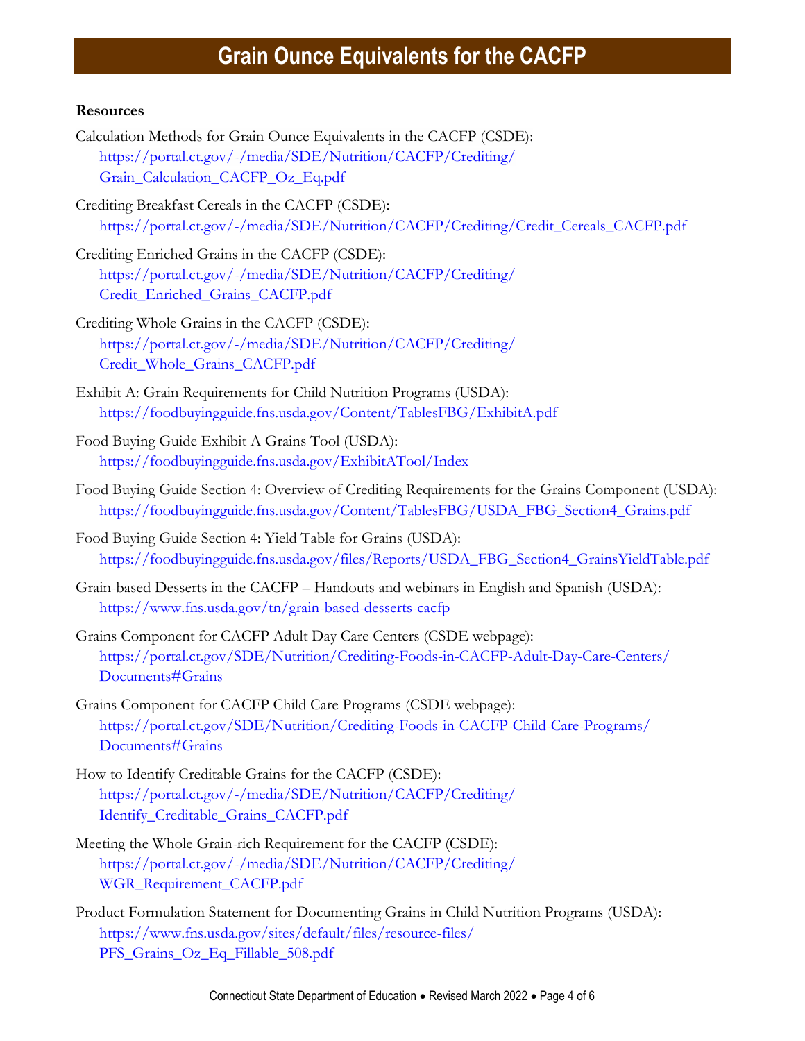# Grain Ounce Equivalents for the CACFP

**Resources**

Calculation Methods for Grain Ounce Equivalents in the CACFP (CSDE):
https://portal.ct.gov/-/media/SDE/Nutrition/CACFP/Crediting/Grain_Calculation_CACFP_Oz_Eq.pdf

Crediting Breakfast Cereals in the CACFP (CSDE):
https://portal.ct.gov/-/media/SDE/Nutrition/CACFP/Crediting/Credit_Cereals_CACFP.pdf

Crediting Enriched Grains in the CACFP (CSDE):
https://portal.ct.gov/-/media/SDE/Nutrition/CACFP/Crediting/Credit_Enriched_Grains_CACFP.pdf

Crediting Whole Grains in the CACFP (CSDE):
https://portal.ct.gov/-/media/SDE/Nutrition/CACFP/Crediting/Credit_Whole_Grains_CACFP.pdf

Exhibit A: Grain Requirements for Child Nutrition Programs (USDA):
https://foodbuyingguide.fns.usda.gov/Content/TablesFBG/ExhibitA.pdf

Food Buying Guide Exhibit A Grains Tool (USDA):
https://foodbuyingguide.fns.usda.gov/ExhibitATool/Index

Food Buying Guide Section 4: Overview of Crediting Requirements for the Grains Component (USDA):
https://foodbuyingguide.fns.usda.gov/Content/TablesFBG/USDA_FBG_Section4_Grains.pdf

Food Buying Guide Section 4: Yield Table for Grains (USDA):
https://foodbuyingguide.fns.usda.gov/files/Reports/USDA_FBG_Section4_GrainsYieldTable.pdf

Grain-based Desserts in the CACFP – Handouts and webinars in English and Spanish (USDA):
https://www.fns.usda.gov/tn/grain-based-desserts-cacfp

Grains Component for CACFP Adult Day Care Centers (CSDE webpage):
https://portal.ct.gov/SDE/Nutrition/Crediting-Foods-in-CACFP-Adult-Day-Care-Centers/Documents#Grains

Grains Component for CACFP Child Care Programs (CSDE webpage):
https://portal.ct.gov/SDE/Nutrition/Crediting-Foods-in-CACFP-Child-Care-Programs/Documents#Grains

How to Identify Creditable Grains for the CACFP (CSDE):
https://portal.ct.gov/-/media/SDE/Nutrition/CACFP/Crediting/Identify_Creditable_Grains_CACFP.pdf

Meeting the Whole Grain-rich Requirement for the CACFP (CSDE):
https://portal.ct.gov/-/media/SDE/Nutrition/CACFP/Crediting/WGR_Requirement_CACFP.pdf

Product Formulation Statement for Documenting Grains in Child Nutrition Programs (USDA):
https://www.fns.usda.gov/sites/default/files/resource-files/PFS_Grains_Oz_Eq_Fillable_508.pdf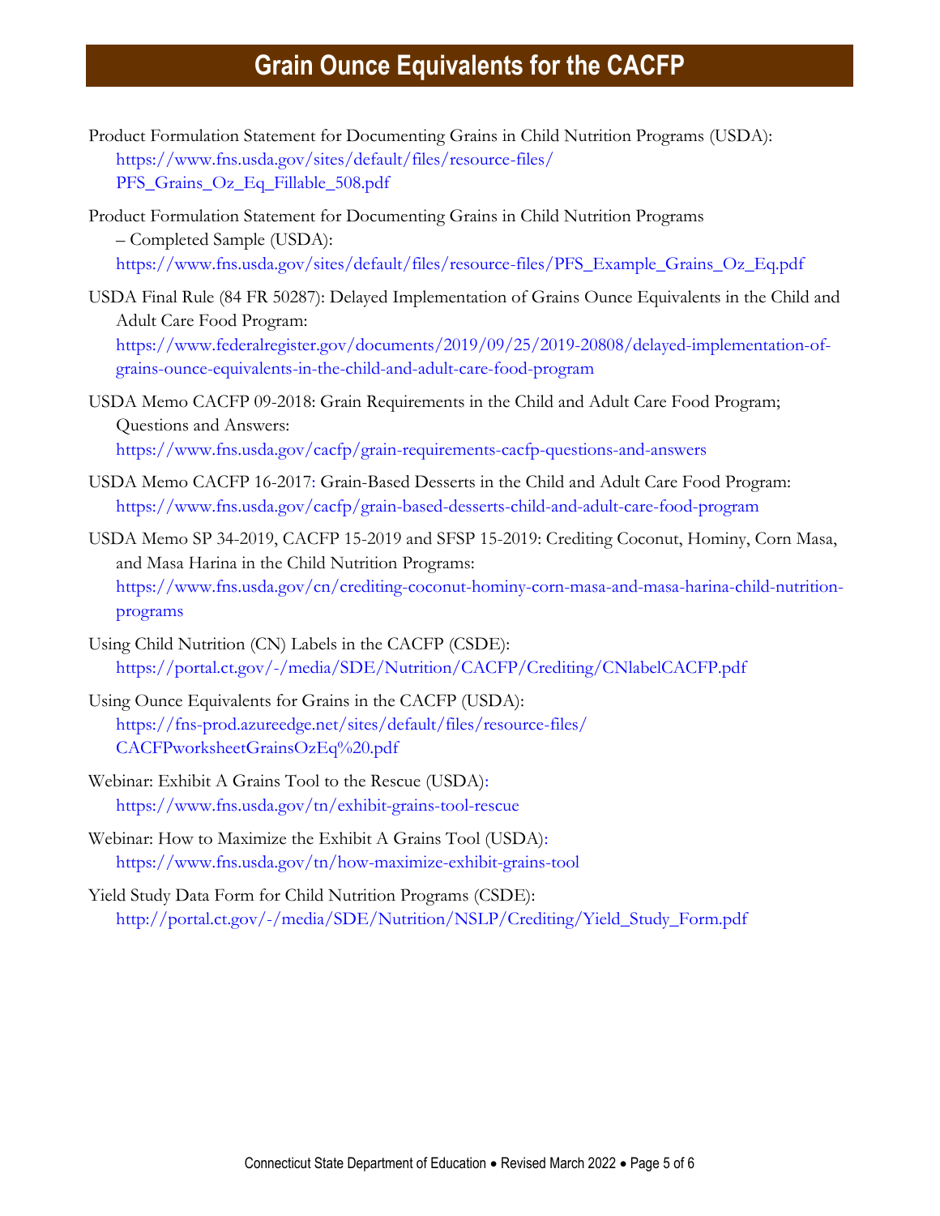# Grain Ounce Equivalents for the CACFP

Product Formulation Statement for Documenting Grains in Child Nutrition Programs (USDA): https://www.fns.usda.gov/sites/default/files/resource-files/PFS_Grains_Oz_Eq_Fillable_508.pdf

Product Formulation Statement for Documenting Grains in Child Nutrition Programs – Completed Sample (USDA): https://www.fns.usda.gov/sites/default/files/resource-files/PFS_Example_Grains_Oz_Eq.pdf

USDA Final Rule (84 FR 50287): Delayed Implementation of Grains Ounce Equivalents in the Child and Adult Care Food Program: https://www.federalregister.gov/documents/2019/09/25/2019-20808/delayed-implementation-of-grains-ounce-equivalents-in-the-child-and-adult-care-food-program

USDA Memo CACFP 09-2018: Grain Requirements in the Child and Adult Care Food Program; Questions and Answers: https://www.fns.usda.gov/cacfp/grain-requirements-cacfp-questions-and-answers

USDA Memo CACFP 16-2017: Grain-Based Desserts in the Child and Adult Care Food Program: https://www.fns.usda.gov/cacfp/grain-based-desserts-child-and-adult-care-food-program

USDA Memo SP 34-2019, CACFP 15-2019 and SFSP 15-2019: Crediting Coconut, Hominy, Corn Masa, and Masa Harina in the Child Nutrition Programs: https://www.fns.usda.gov/cn/crediting-coconut-hominy-corn-masa-and-masa-harina-child-nutrition-programs

Using Child Nutrition (CN) Labels in the CACFP (CSDE): https://portal.ct.gov/-/media/SDE/Nutrition/CACFP/Crediting/CNlabelCACFP.pdf

Using Ounce Equivalents for Grains in the CACFP (USDA): https://fns-prod.azureedge.net/sites/default/files/resource-files/CACFPworksheetGrainsOzEq%20.pdf

Webinar: Exhibit A Grains Tool to the Rescue (USDA): https://www.fns.usda.gov/tn/exhibit-grains-tool-rescue

Webinar: How to Maximize the Exhibit A Grains Tool (USDA): https://www.fns.usda.gov/tn/how-maximize-exhibit-grains-tool

Yield Study Data Form for Child Nutrition Programs (CSDE): http://portal.ct.gov/-/media/SDE/Nutrition/NSLP/Crediting/Yield_Study_Form.pdf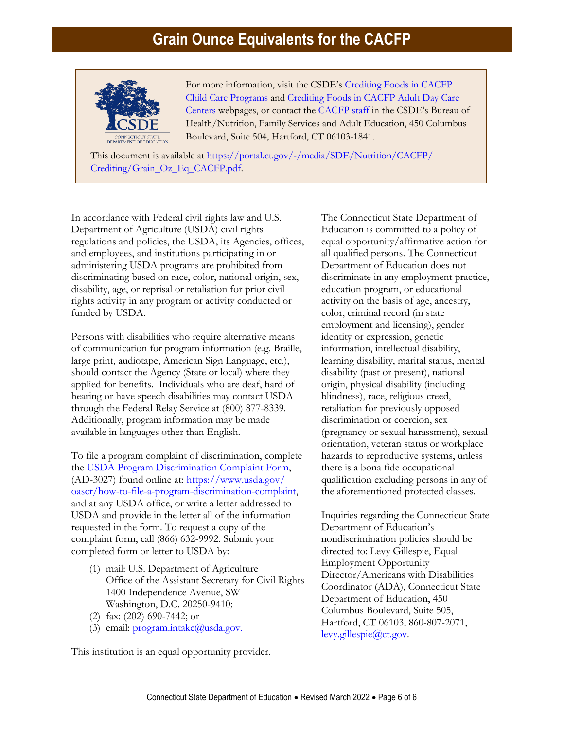# Grain Ounce Equivalents for the CACFP

For more information, visit the CSDE's Crediting Foods in CACFP Child Care Programs and Crediting Foods in CACFP Adult Day Care Centers webpages, or contact the CACFP staff in the CSDE's Bureau of Health/Nutrition, Family Services and Adult Education, 450 Columbus Boulevard, Suite 504, Hartford, CT 06103-1841.

This document is available at https://portal.ct.gov/-/media/SDE/Nutrition/CACFP/Crediting/Grain_Oz_Eq_CACFP.pdf.

In accordance with Federal civil rights law and U.S. Department of Agriculture (USDA) civil rights regulations and policies, the USDA, its Agencies, offices, and employees, and institutions participating in or administering USDA programs are prohibited from discriminating based on race, color, national origin, sex, disability, age, or reprisal or retaliation for prior civil rights activity in any program or activity conducted or funded by USDA.

Persons with disabilities who require alternative means of communication for program information (e.g. Braille, large print, audiotape, American Sign Language, etc.), should contact the Agency (State or local) where they applied for benefits. Individuals who are deaf, hard of hearing or have speech disabilities may contact USDA through the Federal Relay Service at (800) 877-8339. Additionally, program information may be made available in languages other than English.

To file a program complaint of discrimination, complete the USDA Program Discrimination Complaint Form, (AD-3027) found online at: https://www.usda.gov/oascr/how-to-file-a-program-discrimination-complaint, and at any USDA office, or write a letter addressed to USDA and provide in the letter all of the information requested in the form. To request a copy of the complaint form, call (866) 632-9992. Submit your completed form or letter to USDA by:

(1) mail: U.S. Department of Agriculture
Office of the Assistant Secretary for Civil Rights
1400 Independence Avenue, SW
Washington, D.C. 20250-9410;
(2) fax: (202) 690-7442; or
(3) email: program.intake@usda.gov.

This institution is an equal opportunity provider.

The Connecticut State Department of Education is committed to a policy of equal opportunity/affirmative action for all qualified persons. The Connecticut Department of Education does not discriminate in any employment practice, education program, or educational activity on the basis of age, ancestry, color, criminal record (in state employment and licensing), gender identity or expression, genetic information, intellectual disability, learning disability, marital status, mental disability (past or present), national origin, physical disability (including blindness), race, religious creed, retaliation for previously opposed discrimination or coercion, sex (pregnancy or sexual harassment), sexual orientation, veteran status or workplace hazards to reproductive systems, unless there is a bona fide occupational qualification excluding persons in any of the aforementioned protected classes.

Inquiries regarding the Connecticut State Department of Education's nondiscrimination policies should be directed to: Levy Gillespie, Equal Employment Opportunity Director/Americans with Disabilities Coordinator (ADA), Connecticut State Department of Education, 450 Columbus Boulevard, Suite 505, Hartford, CT 06103, 860-807-2071, levy.gillespie@ct.gov.